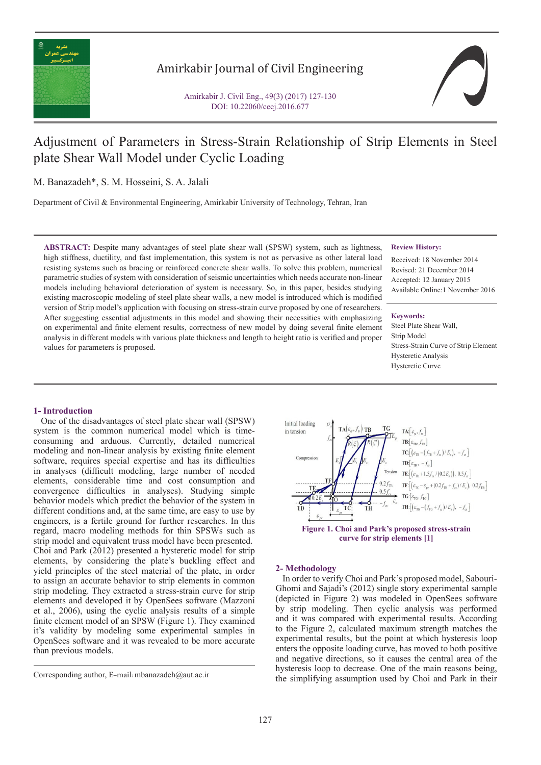# Adjustment of Parameters in Stress-Strain Relationship of Strip Elements in Steel plate Shear Wall Model under Cyclic Loading

M. Banazadeh*, S. M. Hosseini, S. A. Jalali

Department of Civil & Environmental Engineering, Amirkabir University of Technology, Tehran, Iran

**ABSTRACT:** Despite many advantages of steel plate shear wall (SPSW) system, such as lightness, high stiffness, ductility, and fast implementation, this system is not as pervasive as other lateral load resisting systems such as bracing or reinforced concrete shear walls. To solve this problem, numerical parametric studies of system with consideration of seismic uncertainties which needs accurate non-linear models including behavioral deterioration of system is necessary. So, in this paper, besides studying existing macroscopic modeling of steel plate shear walls, a new model is introduced which is modified version of Strip model's application with focusing on stress-strain curve proposed by one of researchers. After suggesting essential adjustments in this model and showing their necessities with emphasizing on experimental and finite element results, correctness of new model by doing several finite element analysis in different models with various plate thickness and length to height ratio is verified and proper values for parameters is proposed.

**Review History:**

Received: 18 November 2014
Revised: 21 December 2014
Accepted: 12 January 2015
Available Online: 1 November 2016

**Keywords:**

Steel Plate Shear Wall,
Strip Model
Stress-Strain Curve of Strip Element
Hysteretic Analysis
Hysteretic Curve

## 1- Introduction

One of the disadvantages of steel plate shear wall (SPSW) system is the common numerical model which is time-consuming and arduous. Currently, detailed numerical modeling and non-linear analysis by existing finite element software, requires special expertise and has its difficulties in analyses (difficult modeling, large number of needed elements, considerable time and cost consumption and convergence difficulties in analyses). Studying simple behavior models which predict the behavior of the system in different conditions and, at the same time, are easy to use by engineers, is a fertile ground for further researches. In this regard, macro modeling methods for thin SPSWs such as strip model and equivalent truss model have been presented. Choi and Park (2012) presented a hysteretic model for strip elements, by considering the plate's buckling effect and yield principles of the steel material of the plate, in order to assign an accurate behavior to strip elements in common strip modeling. They extracted a stress-strain curve for strip elements and developed it by OpenSees software (Mazzoni et al., 2006), using the cyclic analysis results of a simple finite element model of an SPSW (Figure 1). They examined it's validity by modeling some experimental samples in OpenSees software and it was revealed to be more accurate than previous models.

Figure 1. Choi and Park's proposed stress-strain curve for strip elements [1]

## 2- Methodology

In order to verify Choi and Park's proposed model, Sabouri-Ghomi and Sajadi's (2012) single story experimental sample (depicted in Figure 2) was modeled in OpenSees software by strip modeling. Then cyclic analysis was performed and it was compared with experimental results. According to the Figure 2, calculated maximum strength matches the experimental results, but the point at which hysteresis loop enters the opposite loading curve, has moved to both positive and negative directions, so it causes the central area of the hysteresis loop to decrease. One of the main reasons being, the simplifying assumption used by Choi and Park in their

Corresponding author, E-mail: mbanazadeh@aut.ac.ir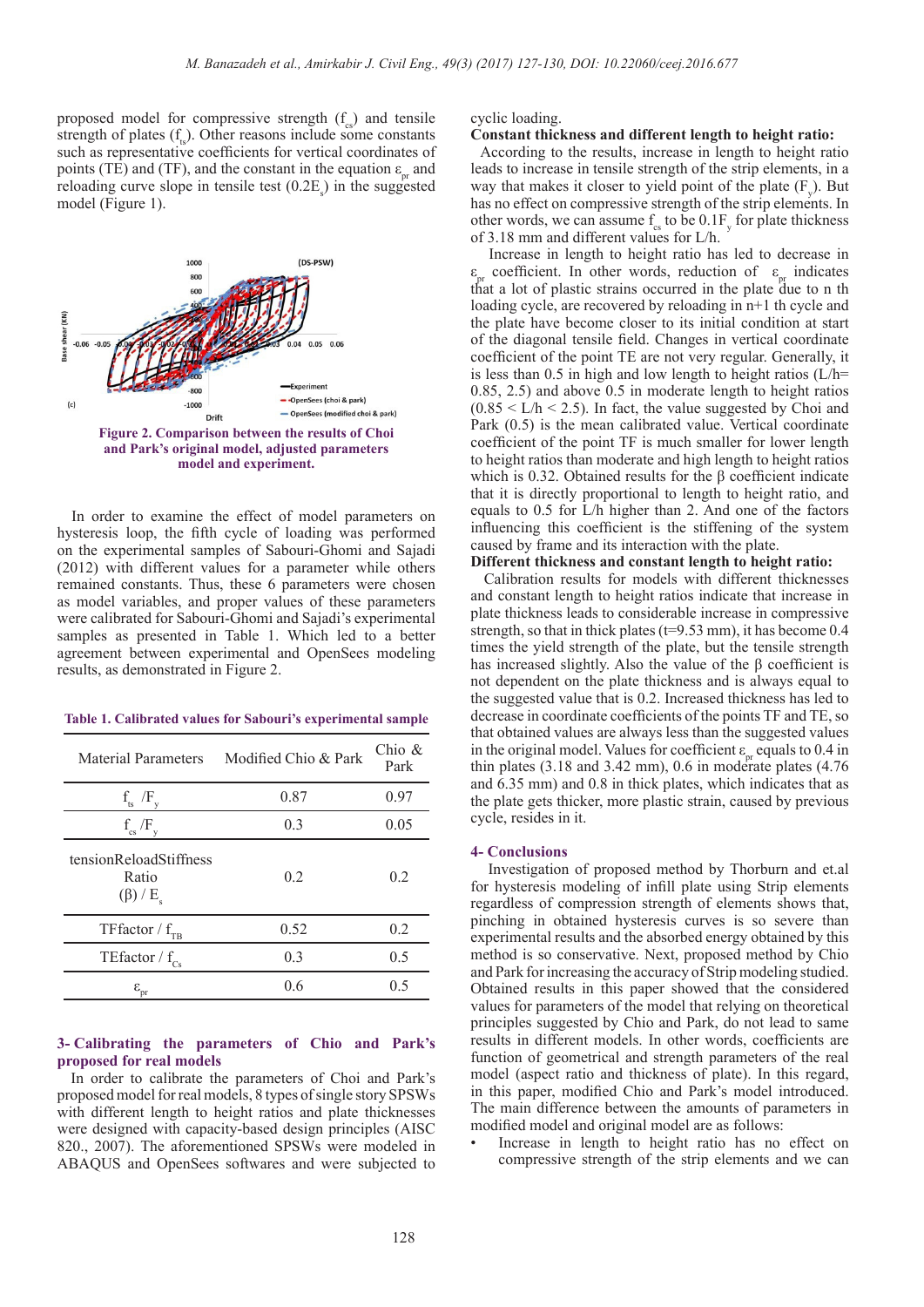proposed model for compressive strength ($f_{cs}$) and tensile strength of plates ($f_{ts}$). Other reasons include some constants such as representative coefficients for vertical coordinates of points (TE) and (TF), and the constant in the equation $\varepsilon_{pr}$ and reloading curve slope in tensile test ($0.2E_s$) in the suggested model (Figure 1).

**Figure 2. Comparison between the results of Choi and Park's original model, adjusted parameters model and experiment.**

In order to examine the effect of model parameters on hysteresis loop, the fifth cycle of loading was performed on the experimental samples of Sabouri-Ghomi and Sajadi (2012) with different values for a parameter while others remained constants. Thus, these 6 parameters were chosen as model variables, and proper values of these parameters were calibrated for Sabouri-Ghomi and Sajadi's experimental samples as presented in Table 1. Which led to a better agreement between experimental and OpenSees modeling results, as demonstrated in Figure 2.

**Table 1. Calibrated values for Sabouri's experimental sample**

| Material Parameters | Modified Chio & Park | Chio & Park |
|---|---|---|
| $f_{ts}$ /$F_y$ | 0.87 | 0.97 |
| $f_{cs}$ /$F_y$ | 0.3 | 0.05 |
| tensionReloadStiffness Ratio ($\beta$) / $E_s$ | 0.2 | 0.2 |
| TFfactor / $f_{TB}$ | 0.52 | 0.2 |
| TEfactor / $f_{Cs}$ | 0.3 | 0.5 |
| $\varepsilon_{pr}$ | 0.6 | 0.5 |

## 3- Calibrating the parameters of Chio and Park's proposed for real models

In order to calibrate the parameters of Choi and Park's proposed model for real models, 8 types of single story SPSWs with different length to height ratios and plate thicknesses were designed with capacity-based design principles (AISC 820., 2007). The aforementioned SPSWs were modeled in ABAQUS and OpenSees softwares and were subjected to cyclic loading.

**Constant thickness and different length to height ratio:**

According to the results, increase in length to height ratio leads to increase in tensile strength of the strip elements, in a way that makes it closer to yield point of the plate ($F_y$). But has no effect on compressive strength of the strip elements. In other words, we can assume $f_{cs}$ to be $0.1F_y$ for plate thickness of 3.18 mm and different values for L/h.

Increase in length to height ratio has led to decrease in $\varepsilon_{pr}$ coefficient. In other words, reduction of $\varepsilon_{pr}$ indicates that a lot of plastic strains occurred in the plate due to n th loading cycle, are recovered by reloading in n+1 th cycle and the plate have become closer to its initial condition at start of the diagonal tensile field. Changes in vertical coordinate coefficient of the point TE are not very regular. Generally, it is less than 0.5 in high and low length to height ratios (L/h= 0.85, 2.5) and above 0.5 in moderate length to height ratios (0.85 < L/h < 2.5). In fact, the value suggested by Choi and Park (0.5) is the mean calibrated value. Vertical coordinate coefficient of the point TF is much smaller for lower length to height ratios than moderate and high length to height ratios which is 0.32. Obtained results for the $\beta$ coefficient indicate that it is directly proportional to length to height ratio, and equals to 0.5 for L/h higher than 2. And one of the factors influencing this coefficient is the stiffening of the system caused by frame and its interaction with the plate.

**Different thickness and constant length to height ratio:**

Calibration results for models with different thicknesses and constant length to height ratios indicate that increase in plate thickness leads to considerable increase in compressive strength, so that in thick plates (t=9.53 mm), it has become 0.4 times the yield strength of the plate, but the tensile strength has increased slightly. Also the value of the $\beta$ coefficient is not dependent on the plate thickness and is always equal to the suggested value that is 0.2. Increased thickness has led to decrease in coordinate coefficients of the points TF and TE, so that obtained values are always less than the suggested values in the original model. Values for coefficient $\varepsilon_{pr}$ equals to 0.4 in thin plates (3.18 and 3.42 mm), 0.6 in moderate plates (4.76 and 6.35 mm) and 0.8 in thick plates, which indicates that as the plate gets thicker, more plastic strain, caused by previous cycle, resides in it.

## 4- Conclusions

Investigation of proposed method by Thorburn and et.al for hysteresis modeling of infill plate using Strip elements regardless of compression strength of elements shows that, pinching in obtained hysteresis curves is so severe than experimental results and the absorbed energy obtained by this method is so conservative. Next, proposed method by Chio and Park for increasing the accuracy of Strip modeling studied. Obtained results in this paper showed that the considered values for parameters of the model that relying on theoretical principles suggested by Chio and Park, do not lead to same results in different models. In other words, coefficients are function of geometrical and strength parameters of the real model (aspect ratio and thickness of plate). In this regard, in this paper, modified Chio and Park's model introduced. The main difference between the amounts of parameters in modified model and original model are as follows:

- Increase in length to height ratio has no effect on compressive strength of the strip elements and we can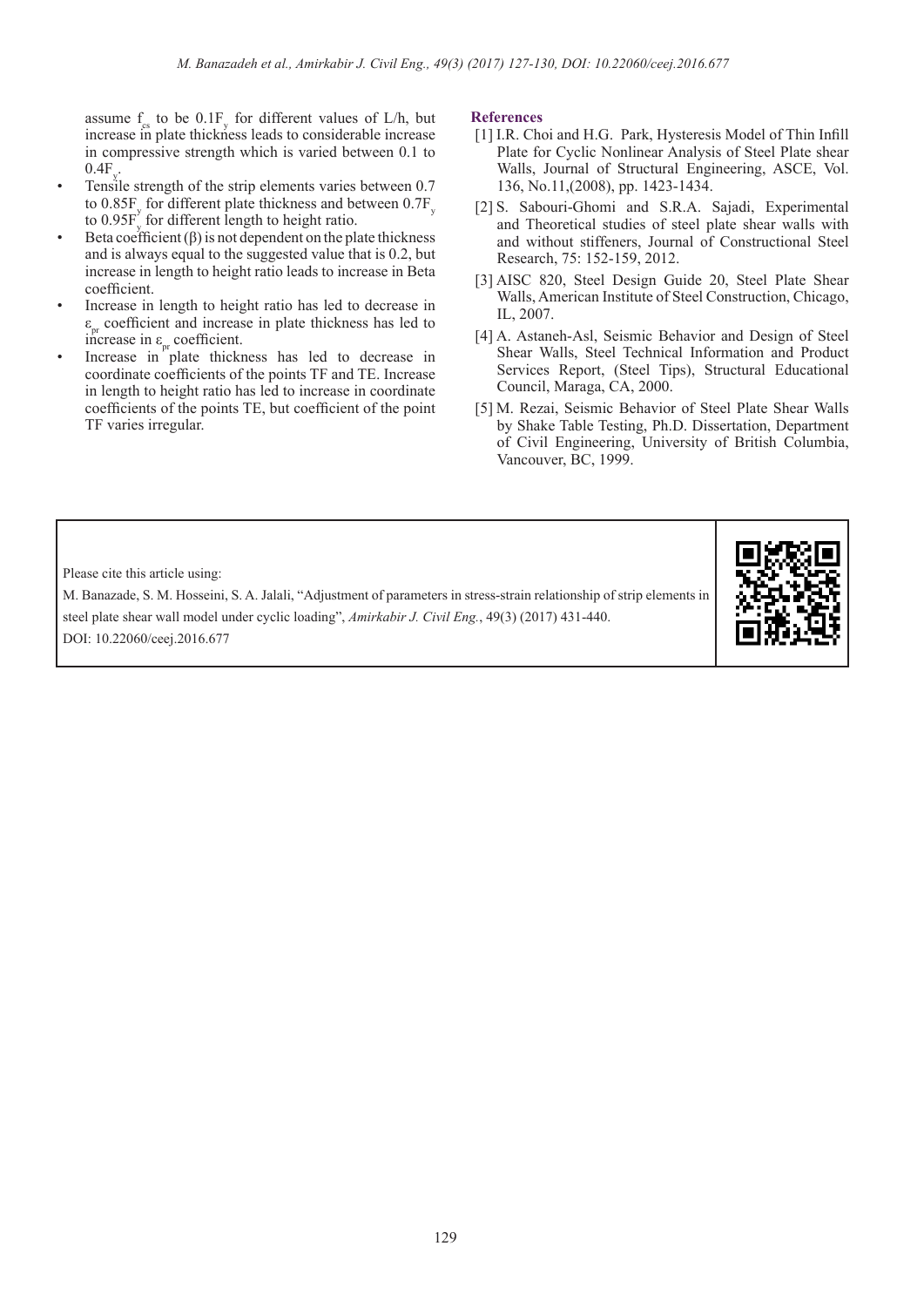assume $f_{cs}$ to be $0.1F_y$ for different values of L/h, but increase in plate thickness leads to considerable increase in compressive strength which is varied between 0.1 to $0.4F_y$.

- Tensile strength of the strip elements varies between 0.7 to $0.85F_y$ for different plate thickness and between $0.7F_y$ to $0.95F_y$ for different length to height ratio.
- Beta coefficient (β) is not dependent on the plate thickness and is always equal to the suggested value that is 0.2, but increase in length to height ratio leads to increase in Beta coefficient.
- Increase in length to height ratio has led to decrease in $\varepsilon_{pr}$ coefficient and increase in plate thickness has led to increase in $\varepsilon_{pr}$ coefficient.
- Increase in plate thickness has led to decrease in coordinate coefficients of the points TF and TE. Increase in length to height ratio has led to increase in coordinate coefficients of the points TE, but coefficient of the point TF varies irregular.

**References**

[1] I.R. Choi and H.G. Park, Hysteresis Model of Thin Infill Plate for Cyclic Nonlinear Analysis of Steel Plate shear Walls, Journal of Structural Engineering, ASCE, Vol. 136, No.11,(2008), pp. 1423-1434.

[2] S. Sabouri-Ghomi and S.R.A. Sajadi, Experimental and Theoretical studies of steel plate shear walls with and without stiffeners, Journal of Constructional Steel Research, 75: 152-159, 2012.

[3] AISC 820, Steel Design Guide 20, Steel Plate Shear Walls, American Institute of Steel Construction, Chicago, IL, 2007.

[4] A. Astaneh-Asl, Seismic Behavior and Design of Steel Shear Walls, Steel Technical Information and Product Services Report, (Steel Tips), Structural Educational Council, Maraga, CA, 2000.

[5] M. Rezai, Seismic Behavior of Steel Plate Shear Walls by Shake Table Testing, Ph.D. Dissertation, Department of Civil Engineering, University of British Columbia, Vancouver, BC, 1999.

Please cite this article using:

M. Banazade, S. M. Hosseini, S. A. Jalali, "Adjustment of parameters in stress-strain relationship of strip elements in steel plate shear wall model under cyclic loading", *Amirkabir J. Civil Eng.*, 49(3) (2017) 431-440.

DOI: 10.22060/ceej.2016.677